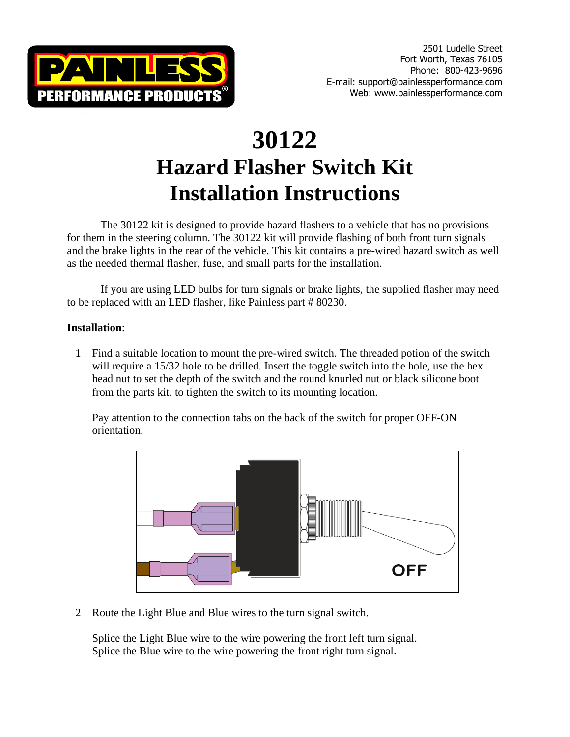PAINLESS PERFORMANCE PRODUCTS®

2501 Ludelle Street
Fort Worth, Texas 76105
Phone: 800-423-9696
E-mail: support@painlessperformance.com
Web: www.painlessperformance.com

# 30122
# Hazard Flasher Switch Kit
# Installation Instructions

The 30122 kit is designed to provide hazard flashers to a vehicle that has no provisions for them in the steering column. The 30122 kit will provide flashing of both front turn signals and the brake lights in the rear of the vehicle. This kit contains a pre-wired hazard switch as well as the needed thermal flasher, fuse, and small parts for the installation.

If you are using LED bulbs for turn signals or brake lights, the supplied flasher may need to be replaced with an LED flasher, like Painless part # 80230.

**Installation**:

1 Find a suitable location to mount the pre-wired switch. The threaded potion of the switch will require a 15/32 hole to be drilled. Insert the toggle switch into the hole, use the hex head nut to set the depth of the switch and the round knurled nut or black silicone boot from the parts kit, to tighten the switch to its mounting location.

Pay attention to the connection tabs on the back of the switch for proper OFF-ON orientation.

OFF

2 Route the Light Blue and Blue wires to the turn signal switch.

Splice the Light Blue wire to the wire powering the front left turn signal.
Splice the Blue wire to the wire powering the front right turn signal.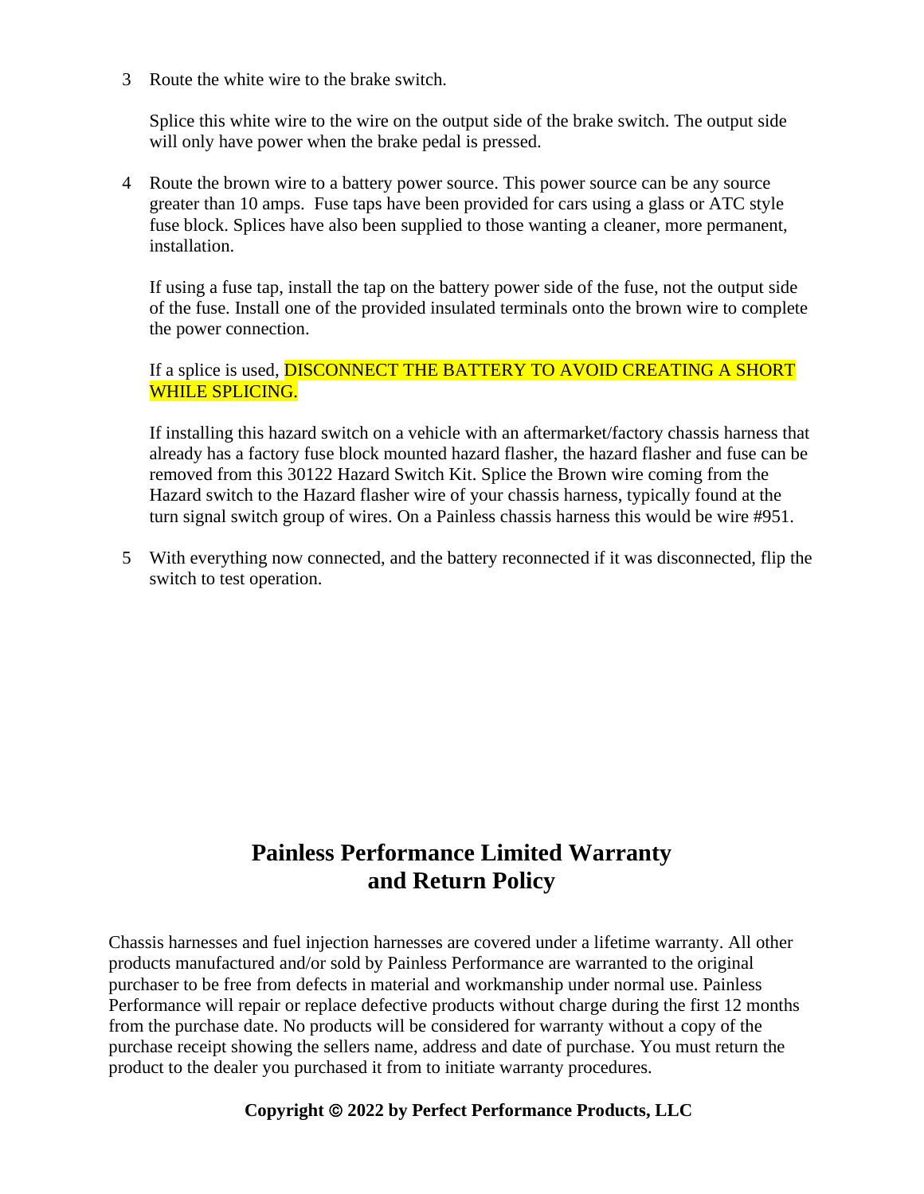3. Route the white wire to the brake switch.

   Splice this white wire to the wire on the output side of the brake switch. The output side will only have power when the brake pedal is pressed.

4. Route the brown wire to a battery power source. This power source can be any source greater than 10 amps. Fuse taps have been provided for cars using a glass or ATC style fuse block. Splices have also been supplied to those wanting a cleaner, more permanent, installation.

   If using a fuse tap, install the tap on the battery power side of the fuse, not the output side of the fuse. Install one of the provided insulated terminals onto the brown wire to complete the power connection.

   If a splice is used, DISCONNECT THE BATTERY TO AVOID CREATING A SHORT WHILE SPLICING.

   If installing this hazard switch on a vehicle with an aftermarket/factory chassis harness that already has a factory fuse block mounted hazard flasher, the hazard flasher and fuse can be removed from this 30122 Hazard Switch Kit. Splice the Brown wire coming from the Hazard switch to the Hazard flasher wire of your chassis harness, typically found at the turn signal switch group of wires. On a Painless chassis harness this would be wire #951.

5. With everything now connected, and the battery reconnected if it was disconnected, flip the switch to test operation.

## Painless Performance Limited Warranty and Return Policy

Chassis harnesses and fuel injection harnesses are covered under a lifetime warranty. All other products manufactured and/or sold by Painless Performance are warranted to the original purchaser to be free from defects in material and workmanship under normal use. Painless Performance will repair or replace defective products without charge during the first 12 months from the purchase date. No products will be considered for warranty without a copy of the purchase receipt showing the sellers name, address and date of purchase. You must return the product to the dealer you purchased it from to initiate warranty procedures.

**Copyright © 2022 by Perfect Performance Products, LLC**